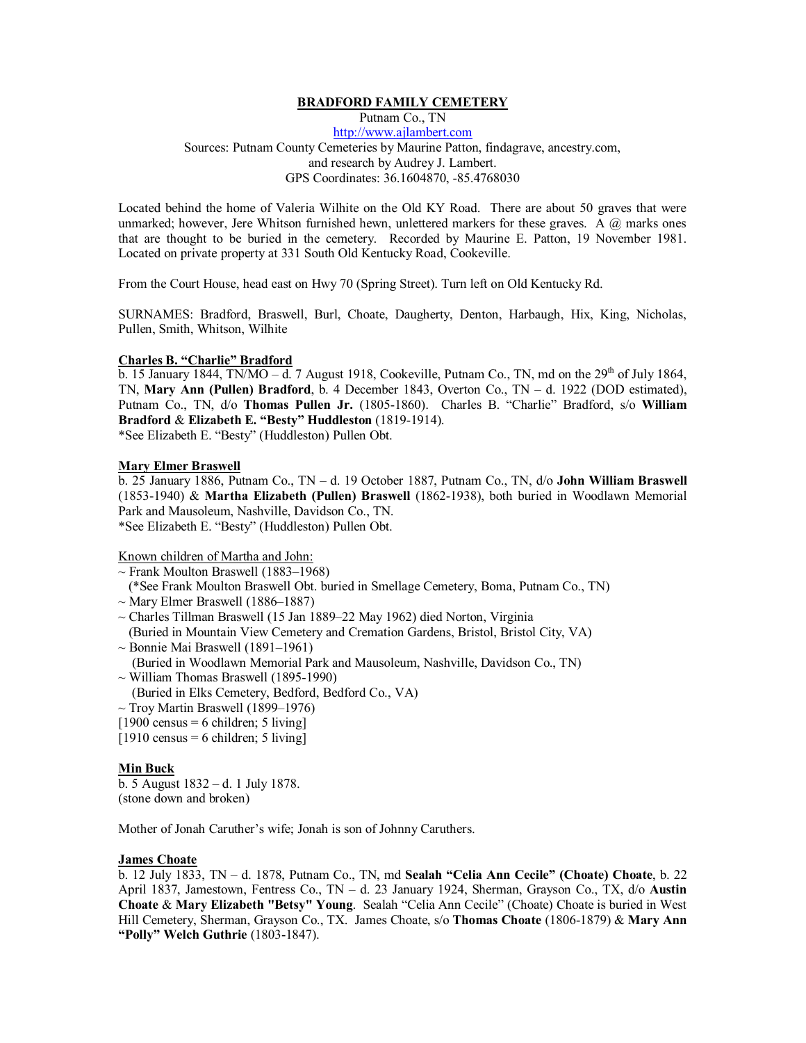# BRADFORD FAMILY CEMETERY

Putnam Co., TN
http://www.ajlambert.com
Sources: Putnam County Cemeteries by Maurine Patton, findagrave, ancestry.com, and research by Audrey J. Lambert.
GPS Coordinates: 36.1604870, -85.4768030

Located behind the home of Valeria Wilhite on the Old KY Road. There are about 50 graves that were unmarked; however, Jere Whitson furnished hewn, unlettered markers for these graves. A @ marks ones that are thought to be buried in the cemetery. Recorded by Maurine E. Patton, 19 November 1981. Located on private property at 331 South Old Kentucky Road, Cookeville.

From the Court House, head east on Hwy 70 (Spring Street). Turn left on Old Kentucky Rd.

SURNAMES: Bradford, Braswell, Burl, Choate, Daugherty, Denton, Harbaugh, Hix, King, Nicholas, Pullen, Smith, Whitson, Wilhite

**Charles B. "Charlie" Bradford**

b. 15 January 1844, TN/MO – d. 7 August 1918, Cookeville, Putnam Co., TN, md on the 29th of July 1864, TN, **Mary Ann (Pullen) Bradford**, b. 4 December 1843, Overton Co., TN – d. 1922 (DOD estimated), Putnam Co., TN, d/o **Thomas Pullen Jr.** (1805-1860). Charles B. "Charlie" Bradford, s/o **William Bradford** & **Elizabeth E. "Besty" Huddleston** (1819-1914).
*See Elizabeth E. "Besty" (Huddleston) Pullen Obt.

**Mary Elmer Braswell**

b. 25 January 1886, Putnam Co., TN – d. 19 October 1887, Putnam Co., TN, d/o **John William Braswell** (1853-1940) & **Martha Elizabeth (Pullen) Braswell** (1862-1938), both buried in Woodlawn Memorial Park and Mausoleum, Nashville, Davidson Co., TN.
*See Elizabeth E. "Besty" (Huddleston) Pullen Obt.

Known children of Martha and John:

~ Frank Moulton Braswell (1883–1968)
(*See Frank Moulton Braswell Obt. buried in Smellage Cemetery, Boma, Putnam Co., TN)
~ Mary Elmer Braswell (1886–1887)
~ Charles Tillman Braswell (15 Jan 1889–22 May 1962) died Norton, Virginia
(Buried in Mountain View Cemetery and Cremation Gardens, Bristol, Bristol City, VA)
~ Bonnie Mai Braswell (1891–1961)
(Buried in Woodlawn Memorial Park and Mausoleum, Nashville, Davidson Co., TN)
~ William Thomas Braswell (1895-1990)
(Buried in Elks Cemetery, Bedford, Bedford Co., VA)
~ Troy Martin Braswell (1899–1976)
[1900 census = 6 children; 5 living]
[1910 census = 6 children; 5 living]

**Min Buck**

b. 5 August 1832 – d. 1 July 1878.
(stone down and broken)

Mother of Jonah Caruther's wife; Jonah is son of Johnny Caruthers.

**James Choate**

b. 12 July 1833, TN – d. 1878, Putnam Co., TN, md **Sealah "Celia Ann Cecile" (Choate) Choate**, b. 22 April 1837, Jamestown, Fentress Co., TN – d. 23 January 1924, Sherman, Grayson Co., TX, d/o **Austin Choate** & **Mary Elizabeth "Betsy" Young**. Sealah "Celia Ann Cecile" (Choate) Choate is buried in West Hill Cemetery, Sherman, Grayson Co., TX. James Choate, s/o **Thomas Choate** (1806-1879) & **Mary Ann "Polly" Welch Guthrie** (1803-1847).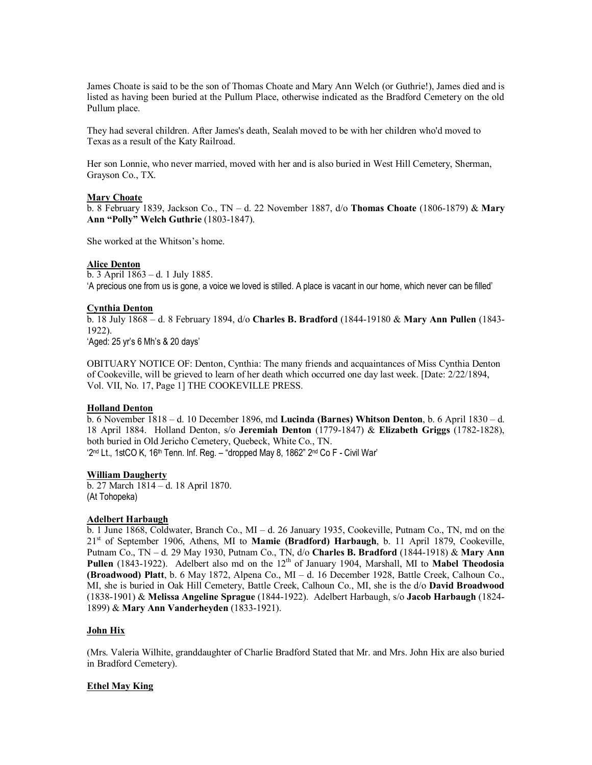James Choate is said to be the son of Thomas Choate and Mary Ann Welch (or Guthrie!), James died and is listed as having been buried at the Pullum Place, otherwise indicated as the Bradford Cemetery on the old Pullum place.

They had several children. After James's death, Sealah moved to be with her children who'd moved to Texas as a result of the Katy Railroad.

Her son Lonnie, who never married, moved with her and is also buried in West Hill Cemetery, Sherman, Grayson Co., TX.

**Mary Choate**
b. 8 February 1839, Jackson Co., TN – d. 22 November 1887, d/o **Thomas Choate** (1806-1879) & **Mary Ann "Polly" Welch Guthrie** (1803-1847).

She worked at the Whitson's home.

**Alice Denton**
b. 3 April 1863 – d. 1 July 1885.
'A precious one from us is gone, a voice we loved is stilled. A place is vacant in our home, which never can be filled'

**Cynthia Denton**
b. 18 July 1868 – d. 8 February 1894, d/o **Charles B. Bradford** (1844-19180 & **Mary Ann Pullen** (1843-1922).
'Aged: 25 yr's 6 Mh's & 20 days'

OBITUARY NOTICE OF: Denton, Cynthia: The many friends and acquaintances of Miss Cynthia Denton of Cookeville, will be grieved to learn of her death which occurred one day last week. [Date: 2/22/1894, Vol. VII, No. 17, Page 1] THE COOKEVILLE PRESS.

**Holland Denton**
b. 6 November 1818 – d. 10 December 1896, md **Lucinda (Barnes) Whitson Denton**, b. 6 April 1830 – d. 18 April 1884. Holland Denton, s/o **Jeremiah Denton** (1779-1847) & **Elizabeth Griggs** (1782-1828), both buried in Old Jericho Cemetery, Quebeck, White Co., TN.
'2nd Lt., 1stCO K, 16th Tenn. Inf. Reg. – "dropped May 8, 1862" 2nd Co F - Civil War'

**William Daugherty**
b. 27 March 1814 – d. 18 April 1870.
(At Tohopeka)

**Adelbert Harbaugh**
b. 1 June 1868, Coldwater, Branch Co., MI – d. 26 January 1935, Cookeville, Putnam Co., TN, md on the 21st of September 1906, Athens, MI to **Mamie (Bradford) Harbaugh**, b. 11 April 1879, Cookeville, Putnam Co., TN – d. 29 May 1930, Putnam Co., TN, d/o **Charles B. Bradford** (1844-1918) & **Mary Ann Pullen** (1843-1922). Adelbert also md on the 12th of January 1904, Marshall, MI to **Mabel Theodosia (Broadwood) Platt**, b. 6 May 1872, Alpena Co., MI – d. 16 December 1928, Battle Creek, Calhoun Co., MI, she is buried in Oak Hill Cemetery, Battle Creek, Calhoun Co., MI, she is the d/o **David Broadwood** (1838-1901) & **Melissa Angeline Sprague** (1844-1922). Adelbert Harbaugh, s/o **Jacob Harbaugh** (1824-1899) & **Mary Ann Vanderheyden** (1833-1921).

**John Hix**

(Mrs. Valeria Wilhite, granddaughter of Charlie Bradford Stated that Mr. and Mrs. John Hix are also buried in Bradford Cemetery).

**Ethel May King**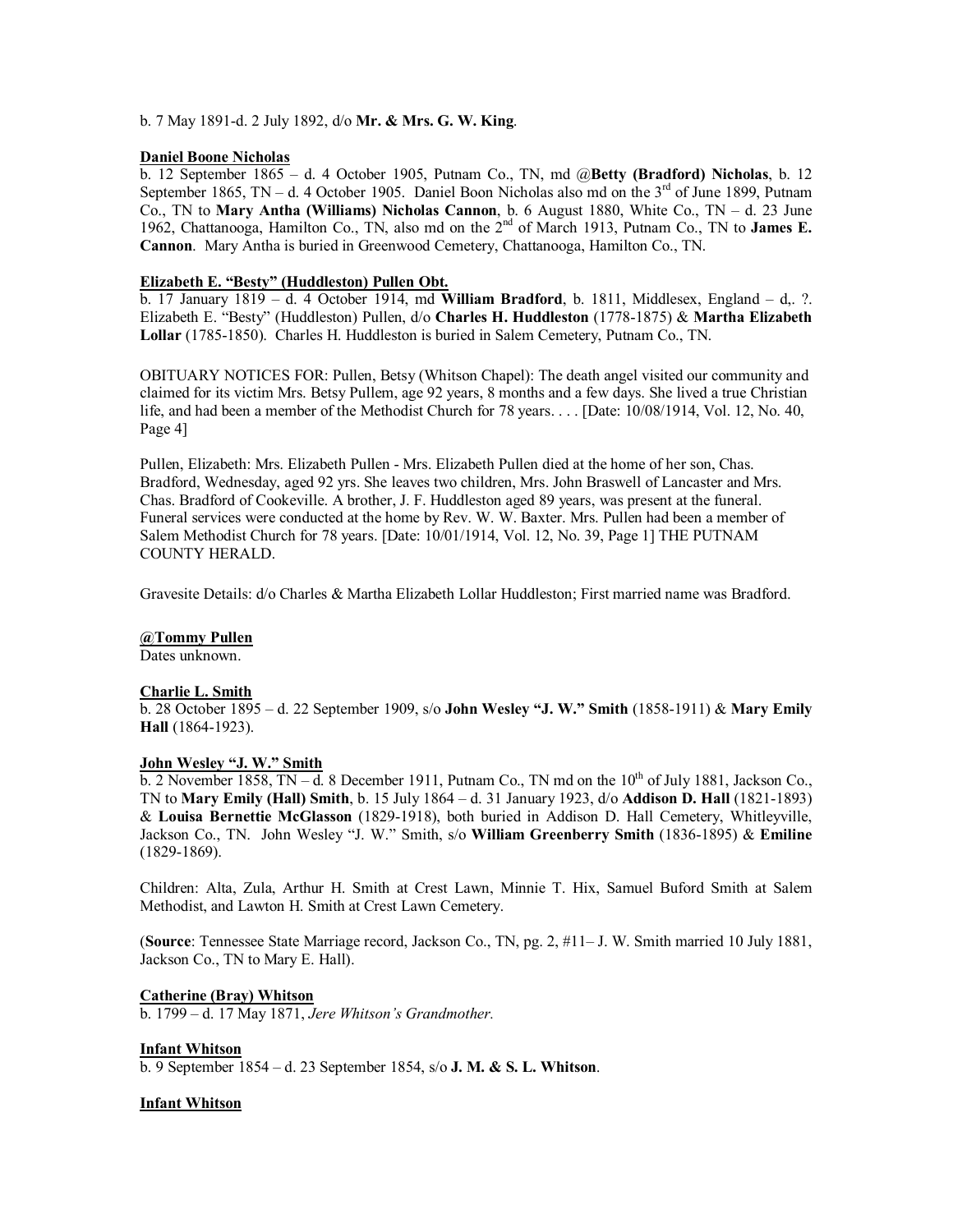b. 7 May 1891-d. 2 July 1892, d/o **Mr. & Mrs. G. W. King**.

**Daniel Boone Nicholas**

b. 12 September 1865 – d. 4 October 1905, Putnam Co., TN, md @**Betty (Bradford) Nicholas**, b. 12 September 1865, TN – d. 4 October 1905. Daniel Boon Nicholas also md on the 3rd of June 1899, Putnam Co., TN to **Mary Antha (Williams) Nicholas Cannon**, b. 6 August 1880, White Co., TN – d. 23 June 1962, Chattanooga, Hamilton Co., TN, also md on the 2nd of March 1913, Putnam Co., TN to **James E. Cannon**. Mary Antha is buried in Greenwood Cemetery, Chattanooga, Hamilton Co., TN.

**Elizabeth E. "Besty" (Huddleston) Pullen Obt.**

b. 17 January 1819 – d. 4 October 1914, md **William Bradford**, b. 1811, Middlesex, England – d,. ?. Elizabeth E. "Besty" (Huddleston) Pullen, d/o **Charles H. Huddleston** (1778-1875) & **Martha Elizabeth Lollar** (1785-1850). Charles H. Huddleston is buried in Salem Cemetery, Putnam Co., TN.

OBITUARY NOTICES FOR: Pullen, Betsy (Whitson Chapel): The death angel visited our community and claimed for its victim Mrs. Betsy Pullem, age 92 years, 8 months and a few days. She lived a true Christian life, and had been a member of the Methodist Church for 78 years. . . . [Date: 10/08/1914, Vol. 12, No. 40, Page 4]

Pullen, Elizabeth: Mrs. Elizabeth Pullen - Mrs. Elizabeth Pullen died at the home of her son, Chas. Bradford, Wednesday, aged 92 yrs. She leaves two children, Mrs. John Braswell of Lancaster and Mrs. Chas. Bradford of Cookeville. A brother, J. F. Huddleston aged 89 years, was present at the funeral. Funeral services were conducted at the home by Rev. W. W. Baxter. Mrs. Pullen had been a member of Salem Methodist Church for 78 years. [Date: 10/01/1914, Vol. 12, No. 39, Page 1] THE PUTNAM COUNTY HERALD.

Gravesite Details: d/o Charles & Martha Elizabeth Lollar Huddleston; First married name was Bradford.

**@Tommy Pullen**

Dates unknown.

**Charlie L. Smith**

b. 28 October 1895 – d. 22 September 1909, s/o **John Wesley "J. W." Smith** (1858-1911) & **Mary Emily Hall** (1864-1923).

**John Wesley "J. W." Smith**

b. 2 November 1858, TN – d. 8 December 1911, Putnam Co., TN md on the 10th of July 1881, Jackson Co., TN to **Mary Emily (Hall) Smith**, b. 15 July 1864 – d. 31 January 1923, d/o **Addison D. Hall** (1821-1893) & **Louisa Bernettie McGlasson** (1829-1918), both buried in Addison D. Hall Cemetery, Whitleyville, Jackson Co., TN. John Wesley "J. W." Smith, s/o **William Greenberry Smith** (1836-1895) & **Emiline** (1829-1869).

Children: Alta, Zula, Arthur H. Smith at Crest Lawn, Minnie T. Hix, Samuel Buford Smith at Salem Methodist, and Lawton H. Smith at Crest Lawn Cemetery.

(**Source**: Tennessee State Marriage record, Jackson Co., TN, pg. 2, #11– J. W. Smith married 10 July 1881, Jackson Co., TN to Mary E. Hall).

**Catherine (Bray) Whitson**

b. 1799 – d. 17 May 1871, *Jere Whitson's Grandmother.*

**Infant Whitson**

b. 9 September 1854 – d. 23 September 1854, s/o **J. M. & S. L. Whitson**.

**Infant Whitson**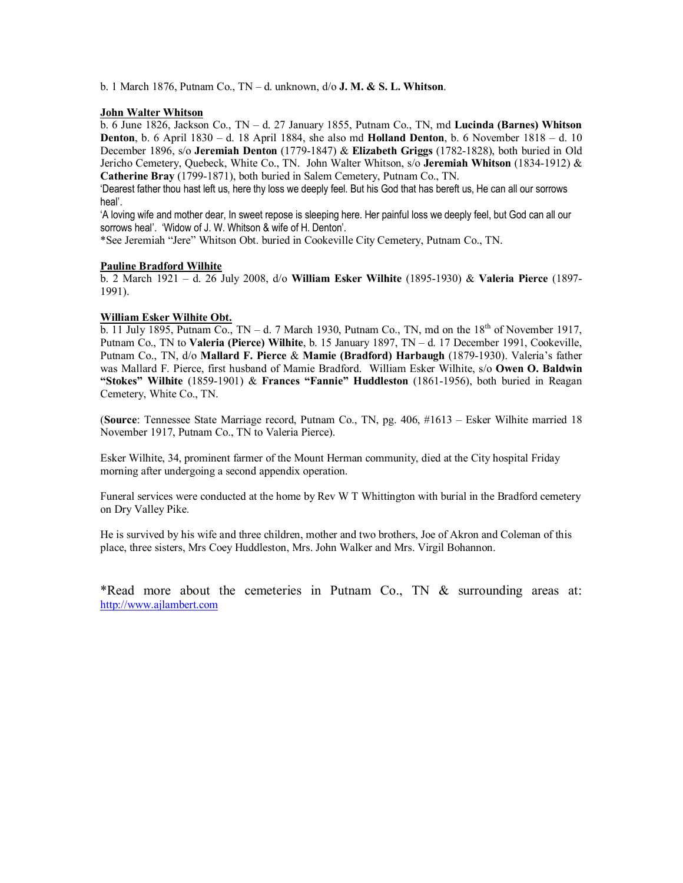b. 1 March 1876, Putnam Co., TN – d. unknown, d/o **J. M. & S. L. Whitson**.

**John Walter Whitson**

b. 6 June 1826, Jackson Co., TN – d. 27 January 1855, Putnam Co., TN, md **Lucinda (Barnes) Whitson Denton**, b. 6 April 1830 – d. 18 April 1884, she also md **Holland Denton**, b. 6 November 1818 – d. 10 December 1896, s/o **Jeremiah Denton** (1779-1847) & **Elizabeth Griggs** (1782-1828), both buried in Old Jericho Cemetery, Quebeck, White Co., TN. John Walter Whitson, s/o **Jeremiah Whitson** (1834-1912) & **Catherine Bray** (1799-1871), both buried in Salem Cemetery, Putnam Co., TN.

'Dearest father thou hast left us, here thy loss we deeply feel. But his God that has bereft us, He can all our sorrows heal'.

'A loving wife and mother dear, In sweet repose is sleeping here. Her painful loss we deeply feel, but God can all our sorrows heal'. 'Widow of J. W. Whitson & wife of H. Denton'.

*See Jeremiah "Jere" Whitson Obt. buried in Cookeville City Cemetery, Putnam Co., TN.

**Pauline Bradford Wilhite**

b. 2 March 1921 – d. 26 July 2008, d/o **William Esker Wilhite** (1895-1930) & **Valeria Pierce** (1897-1991).

**William Esker Wilhite Obt.**

b. 11 July 1895, Putnam Co., TN – d. 7 March 1930, Putnam Co., TN, md on the 18th of November 1917, Putnam Co., TN to **Valeria (Pierce) Wilhite**, b. 15 January 1897, TN – d. 17 December 1991, Cookeville, Putnam Co., TN, d/o **Mallard F. Pierce** & **Mamie (Bradford) Harbaugh** (1879-1930). Valeria's father was Mallard F. Pierce, first husband of Mamie Bradford. William Esker Wilhite, s/o **Owen O. Baldwin "Stokes" Wilhite** (1859-1901) & **Frances "Fannie" Huddleston** (1861-1956), both buried in Reagan Cemetery, White Co., TN.

(**Source**: Tennessee State Marriage record, Putnam Co., TN, pg. 406, #1613 – Esker Wilhite married 18 November 1917, Putnam Co., TN to Valeria Pierce).

Esker Wilhite, 34, prominent farmer of the Mount Herman community, died at the City hospital Friday morning after undergoing a second appendix operation.

Funeral services were conducted at the home by Rev W T Whittington with burial in the Bradford cemetery on Dry Valley Pike.

He is survived by his wife and three children, mother and two brothers, Joe of Akron and Coleman of this place, three sisters, Mrs Coey Huddleston, Mrs. John Walker and Mrs. Virgil Bohannon.

*Read more about the cemeteries in Putnam Co., TN & surrounding areas at: http://www.ajlambert.com